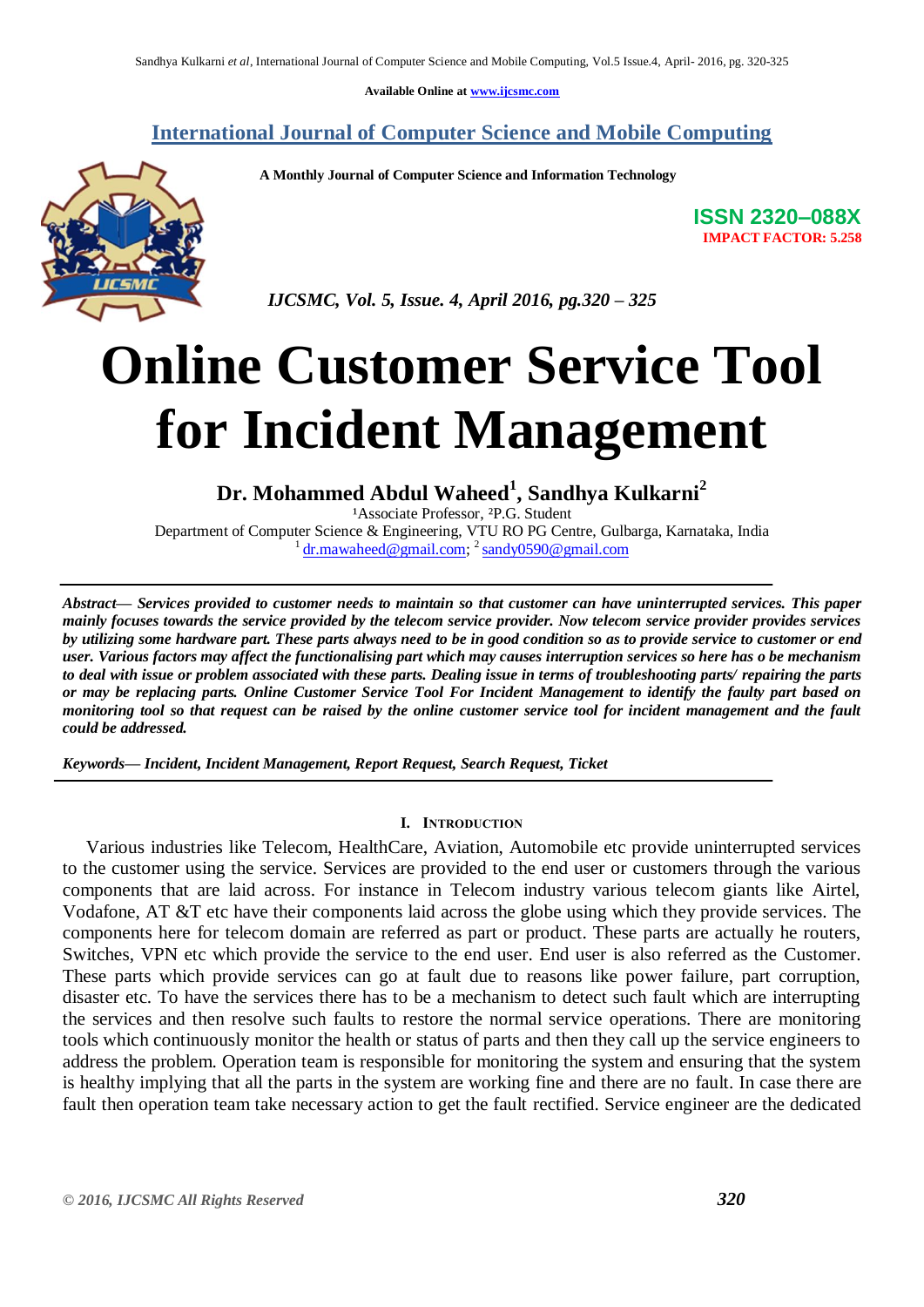Available Online at www.ijcsmc.com

International Journal of Computer Science and Mobile Computing

A Monthly Journal of Computer Science and Information Technology

**ISSN 2320–088X**
**IMPACT FACTOR: 5.258**

*IJCSMC, Vol. 5, Issue. 4, April 2016, pg.320 – 325*

# Online Customer Service Tool for Incident Management

**Dr. Mohammed Abdul Waheed[1], Sandhya Kulkarni[2]**

[1]Associate Professor, [2]P.G. Student
Department of Computer Science & Engineering, VTU RO PG Centre, Gulbarga, Karnataka, India
[1] dr.mawaheed@gmail.com; [2] sandy0590@gmail.com

***Abstract***— ***Services provided to customer needs to maintain so that customer can have uninterrupted services. This paper mainly focuses towards the service provided by the telecom service provider. Now telecom service provider provides services by utilizing some hardware part. These parts always need to be in good condition so as to provide service to customer or end user. Various factors may affect the functionalising part which may causes interruption services so here has o be mechanism to deal with issue or problem associated with these parts. Dealing issue in terms of troubleshooting parts/ repairing the parts or may be replacing parts. Online Customer Service Tool For Incident Management to identify the faulty part based on monitoring tool so that request can be raised by the online customer service tool for incident management and the fault could be addressed.***

***Keywords***— ***Incident, Incident Management, Report Request, Search Request, Ticket***

## I. Introduction

Various industries like Telecom, HealthCare, Aviation, Automobile etc provide uninterrupted services to the customer using the service. Services are provided to the end user or customers through the various components that are laid across. For instance in Telecom industry various telecom giants like Airtel, Vodafone, AT &T etc have their components laid across the globe using which they provide services. The components here for telecom domain are referred as part or product. These parts are actually he routers, Switches, VPN etc which provide the service to the end user. End user is also referred as the Customer. These parts which provide services can go at fault due to reasons like power failure, part corruption, disaster etc. To have the services there has to be a mechanism to detect such fault which are interrupting the services and then resolve such faults to restore the normal service operations. There are monitoring tools which continuously monitor the health or status of parts and then they call up the service engineers to address the problem. Operation team is responsible for monitoring the system and ensuring that the system is healthy implying that all the parts in the system are working fine and there are no fault. In case there are fault then operation team take necessary action to get the fault rectified. Service engineer are the dedicated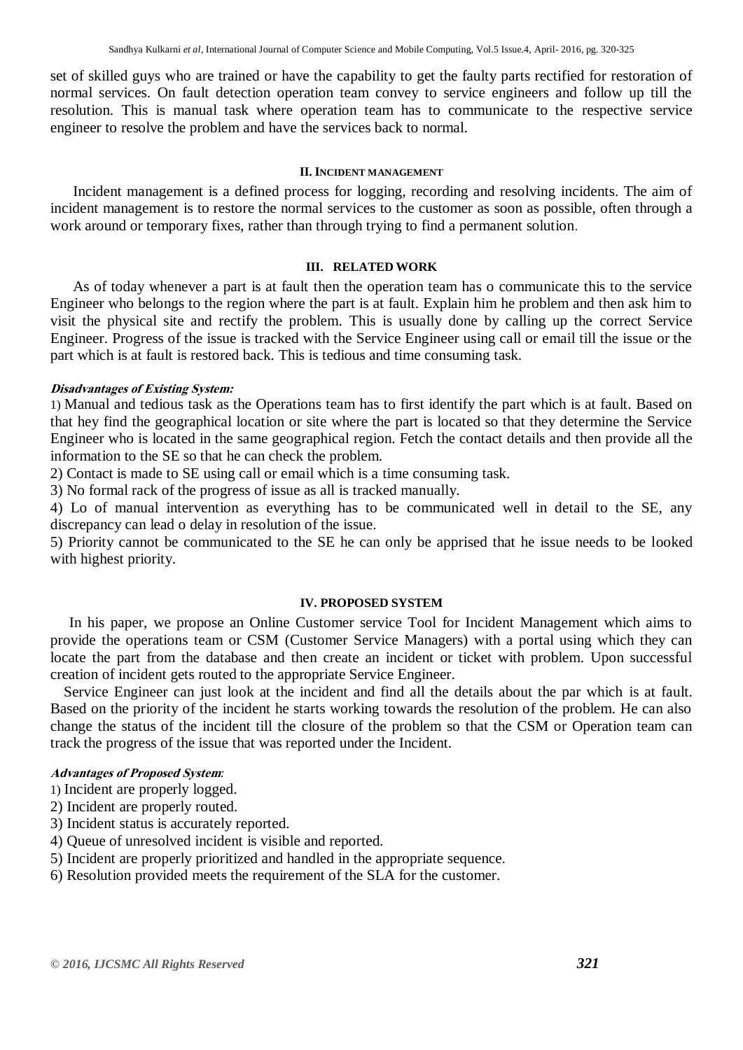set of skilled guys who are trained or have the capability to get the faulty parts rectified for restoration of normal services. On fault detection operation team convey to service engineers and follow up till the resolution. This is manual task where operation team has to communicate to the respective service engineer to resolve the problem and have the services back to normal.

## II. Incident management

Incident management is a defined process for logging, recording and resolving incidents. The aim of incident management is to restore the normal services to the customer as soon as possible, often through a work around or temporary fixes, rather than through trying to find a permanent solution.

## III. RELATED WORK

As of today whenever a part is at fault then the operation team has o communicate this to the service Engineer who belongs to the region where the part is at fault. Explain him he problem and then ask him to visit the physical site and rectify the problem. This is usually done by calling up the correct Service Engineer. Progress of the issue is tracked with the Service Engineer using call or email till the issue or the part which is at fault is restored back. This is tedious and time consuming task.

***Disadvantages of Existing System:***

1) Manual and tedious task as the Operations team has to first identify the part which is at fault. Based on that hey find the geographical location or site where the part is located so that they determine the Service Engineer who is located in the same geographical region. Fetch the contact details and then provide all the information to the SE so that he can check the problem.
2) Contact is made to SE using call or email which is a time consuming task.
3) No formal rack of the progress of issue as all is tracked manually.
4) Lo of manual intervention as everything has to be communicated well in detail to the SE, any discrepancy can lead o delay in resolution of the issue.
5) Priority cannot be communicated to the SE he can only be apprised that he issue needs to be looked with highest priority.

## IV. PROPOSED SYSTEM

In his paper, we propose an Online Customer service Tool for Incident Management which aims to provide the operations team or CSM (Customer Service Managers) with a portal using which they can locate the part from the database and then create an incident or ticket with problem. Upon successful creation of incident gets routed to the appropriate Service Engineer.

Service Engineer can just look at the incident and find all the details about the par which is at fault. Based on the priority of the incident he starts working towards the resolution of the problem. He can also change the status of the incident till the closure of the problem so that the CSM or Operation team can track the progress of the issue that was reported under the Incident.

***Advantages of Proposed System:***

1) Incident are properly logged.
2) Incident are properly routed.
3) Incident status is accurately reported.
4) Queue of unresolved incident is visible and reported.
5) Incident are properly prioritized and handled in the appropriate sequence.
6) Resolution provided meets the requirement of the SLA for the customer.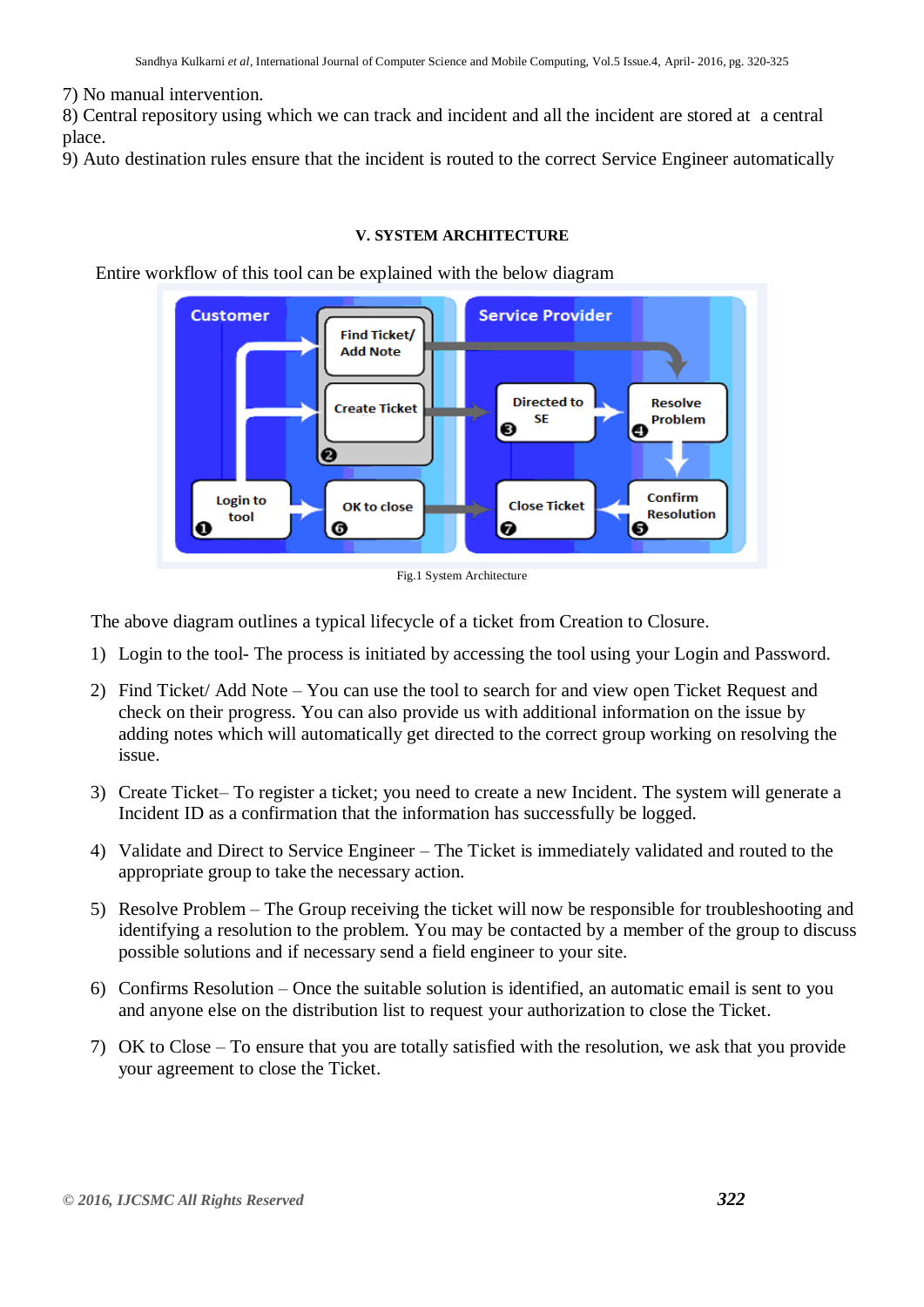7) No manual intervention.
8) Central repository using which we can track and incident and all the incident are stored at a central place.
9) Auto destination rules ensure that the incident is routed to the correct Service Engineer automatically

## V. SYSTEM ARCHITECTURE

Entire workflow of this tool can be explained with the below diagram

Fig.1 System Architecture

The above diagram outlines a typical lifecycle of a ticket from Creation to Closure.

1) Login to the tool- The process is initiated by accessing the tool using your Login and Password.

2) Find Ticket/ Add Note – You can use the tool to search for and view open Ticket Request and check on their progress. You can also provide us with additional information on the issue by adding notes which will automatically get directed to the correct group working on resolving the issue.

3) Create Ticket– To register a ticket; you need to create a new Incident. The system will generate a Incident ID as a confirmation that the information has successfully be logged.

4) Validate and Direct to Service Engineer – The Ticket is immediately validated and routed to the appropriate group to take the necessary action.

5) Resolve Problem – The Group receiving the ticket will now be responsible for troubleshooting and identifying a resolution to the problem. You may be contacted by a member of the group to discuss possible solutions and if necessary send a field engineer to your site.

6) Confirms Resolution – Once the suitable solution is identified, an automatic email is sent to you and anyone else on the distribution list to request your authorization to close the Ticket.

7) OK to Close – To ensure that you are totally satisfied with the resolution, we ask that you provide your agreement to close the Ticket.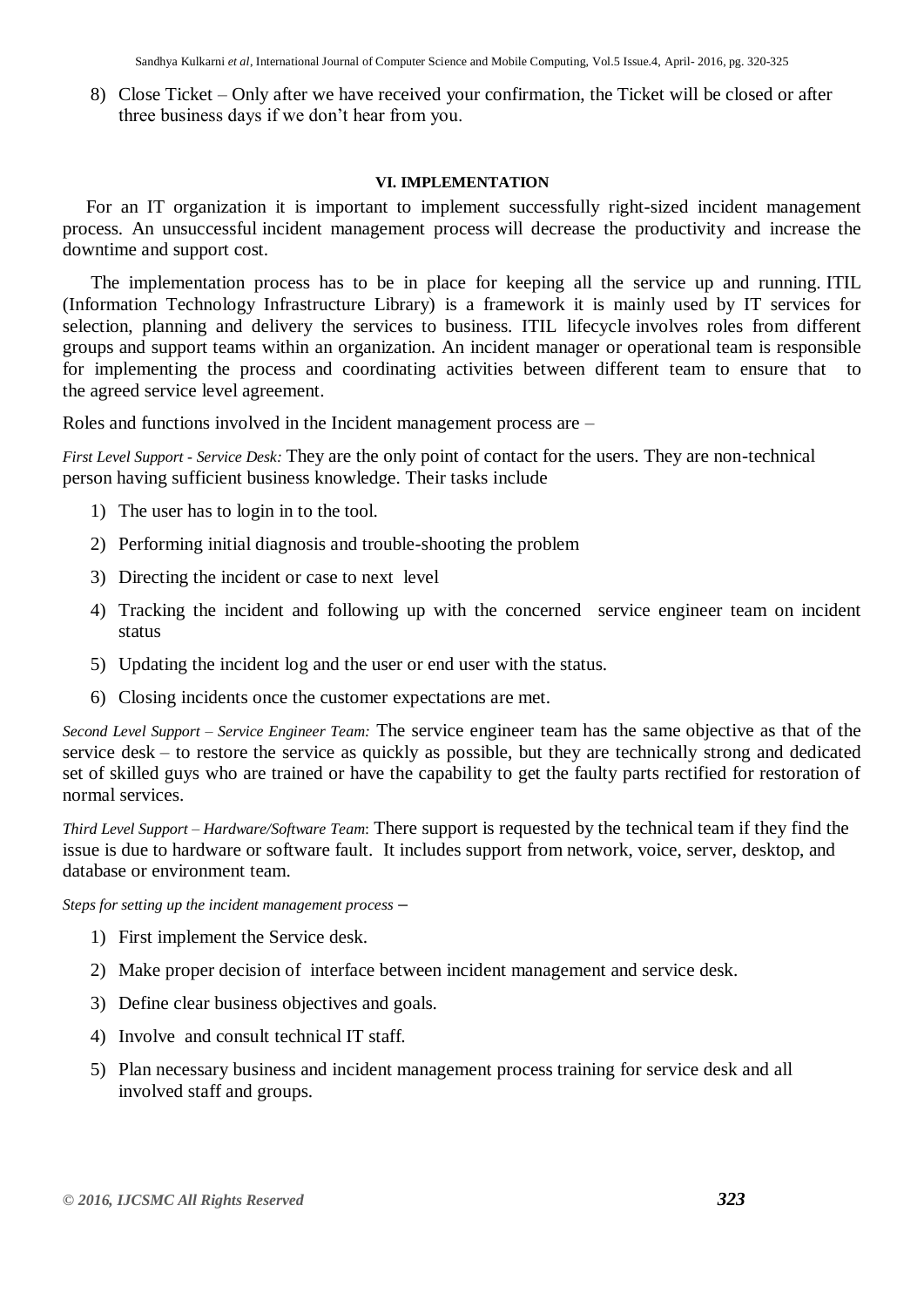8) Close Ticket – Only after we have received your confirmation, the Ticket will be closed or after three business days if we don't hear from you.

## VI. IMPLEMENTATION

For an IT organization it is important to implement successfully right-sized incident management process. An unsuccessful incident management process will decrease the productivity and increase the downtime and support cost.

The implementation process has to be in place for keeping all the service up and running. ITIL (Information Technology Infrastructure Library) is a framework it is mainly used by IT services for selection, planning and delivery the services to business. ITIL lifecycle involves roles from different groups and support teams within an organization. An incident manager or operational team is responsible for implementing the process and coordinating activities between different team to ensure that to the agreed service level agreement.

Roles and functions involved in the Incident management process are –

*First Level Support - Service Desk:* They are the only point of contact for the users. They are non-technical person having sufficient business knowledge. Their tasks include

1) The user has to login in to the tool.
2) Performing initial diagnosis and trouble-shooting the problem
3) Directing the incident or case to next level
4) Tracking the incident and following up with the concerned service engineer team on incident status
5) Updating the incident log and the user or end user with the status.
6) Closing incidents once the customer expectations are met.

*Second Level Support – Service Engineer Team:* The service engineer team has the same objective as that of the service desk – to restore the service as quickly as possible, but they are technically strong and dedicated set of skilled guys who are trained or have the capability to get the faulty parts rectified for restoration of normal services.

*Third Level Support – Hardware/Software Team*: There support is requested by the technical team if they find the issue is due to hardware or software fault. It includes support from network, voice, server, desktop, and database or environment team.

*Steps for setting up the incident management process* –

1) First implement the Service desk.
2) Make proper decision of interface between incident management and service desk.
3) Define clear business objectives and goals.
4) Involve and consult technical IT staff.
5) Plan necessary business and incident management process training for service desk and all involved staff and groups.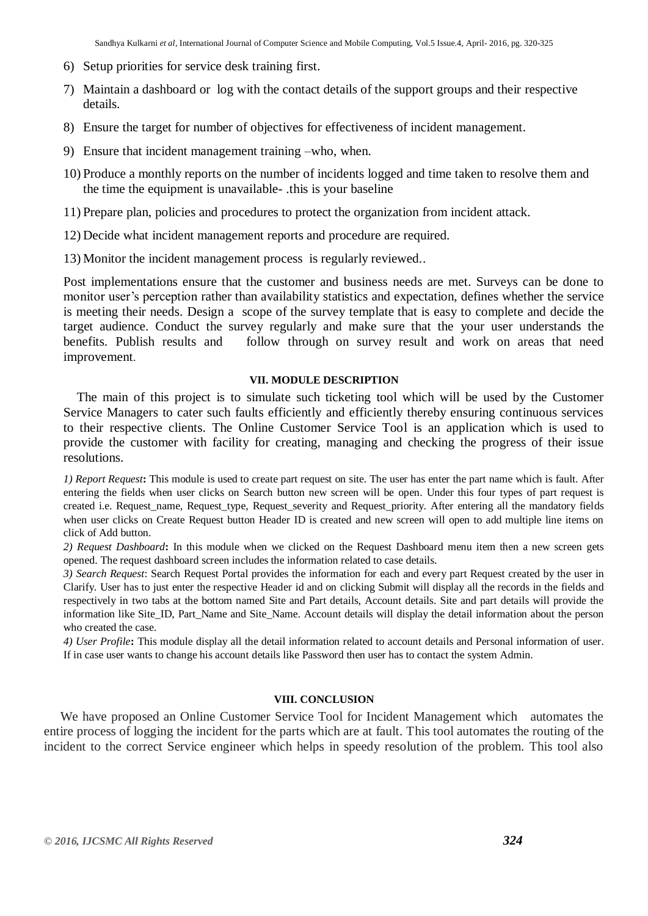6) Setup priorities for service desk training first.

7) Maintain a dashboard or log with the contact details of the support groups and their respective details.

8) Ensure the target for number of objectives for effectiveness of incident management.

9) Ensure that incident management training –who, when.

10) Produce a monthly reports on the number of incidents logged and time taken to resolve them and the time the equipment is unavailable- .this is your baseline

11) Prepare plan, policies and procedures to protect the organization from incident attack.

12) Decide what incident management reports and procedure are required.

13) Monitor the incident management process is regularly reviewed..

Post implementations ensure that the customer and business needs are met. Surveys can be done to monitor user's perception rather than availability statistics and expectation, defines whether the service is meeting their needs. Design a scope of the survey template that is easy to complete and decide the target audience. Conduct the survey regularly and make sure that the your user understands the benefits. Publish results and follow through on survey result and work on areas that need improvement.

## VII. MODULE DESCRIPTION

The main of this project is to simulate such ticketing tool which will be used by the Customer Service Managers to cater such faults efficiently and efficiently thereby ensuring continuous services to their respective clients. The Online Customer Service Tool is an application which is used to provide the customer with facility for creating, managing and checking the progress of their issue resolutions.

*1) Report Request***:** This module is used to create part request on site. The user has enter the part name which is fault. After entering the fields when user clicks on Search button new screen will be open. Under this four types of part request is created i.e. Request_name, Request_type, Request_severity and Request_priority. After entering all the mandatory fields when user clicks on Create Request button Header ID is created and new screen will open to add multiple line items on click of Add button.

*2) Request Dashboard***:** In this module when we clicked on the Request Dashboard menu item then a new screen gets opened. The request dashboard screen includes the information related to case details.

*3) Search Request*: Search Request Portal provides the information for each and every part Request created by the user in Clarify. User has to just enter the respective Header id and on clicking Submit will display all the records in the fields and respectively in two tabs at the bottom named Site and Part details, Account details. Site and part details will provide the information like Site_ID, Part_Name and Site_Name. Account details will display the detail information about the person who created the case.

*4) User Profile***:** This module display all the detail information related to account details and Personal information of user. If in case user wants to change his account details like Password then user has to contact the system Admin.

## VIII. CONCLUSION

We have proposed an Online Customer Service Tool for Incident Management which automates the entire process of logging the incident for the parts which are at fault. This tool automates the routing of the incident to the correct Service engineer which helps in speedy resolution of the problem. This tool also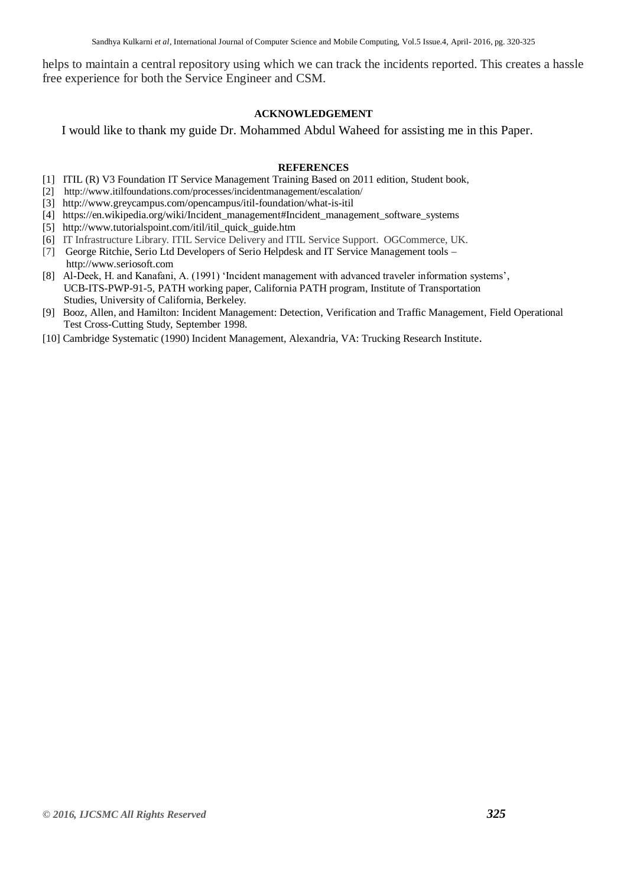helps to maintain a central repository using which we can track the incidents reported. This creates a hassle free experience for both the Service Engineer and CSM.

## ACKNOWLEDGEMENT

I would like to thank my guide Dr. Mohammed Abdul Waheed for assisting me in this Paper.

## REFERENCES

[1] ITIL (R) V3 Foundation IT Service Management Training Based on 2011 edition, Student book,
[2] http://www.itilfoundations.com/processes/incidentmanagement/escalation/
[3] http://www.greycampus.com/opencampus/itil-foundation/what-is-itil
[4] https://en.wikipedia.org/wiki/Incident_management#Incident_management_software_systems
[5] http://www.tutorialspoint.com/itil/itil_quick_guide.htm
[6] IT Infrastructure Library. ITIL Service Delivery and ITIL Service Support. OGCommerce, UK.
[7] George Ritchie, Serio Ltd Developers of Serio Helpdesk and IT Service Management tools – http://www.seriosoft.com
[8] Al-Deek, H. and Kanafani, A. (1991) 'Incident management with advanced traveler information systems', UCB-ITS-PWP-91-5, PATH working paper, California PATH program, Institute of Transportation Studies, University of California, Berkeley.
[9] Booz, Allen, and Hamilton: Incident Management: Detection, Verification and Traffic Management, Field Operational Test Cross-Cutting Study, September 1998.
[10] Cambridge Systematic (1990) Incident Management, Alexandria, VA: Trucking Research Institute.